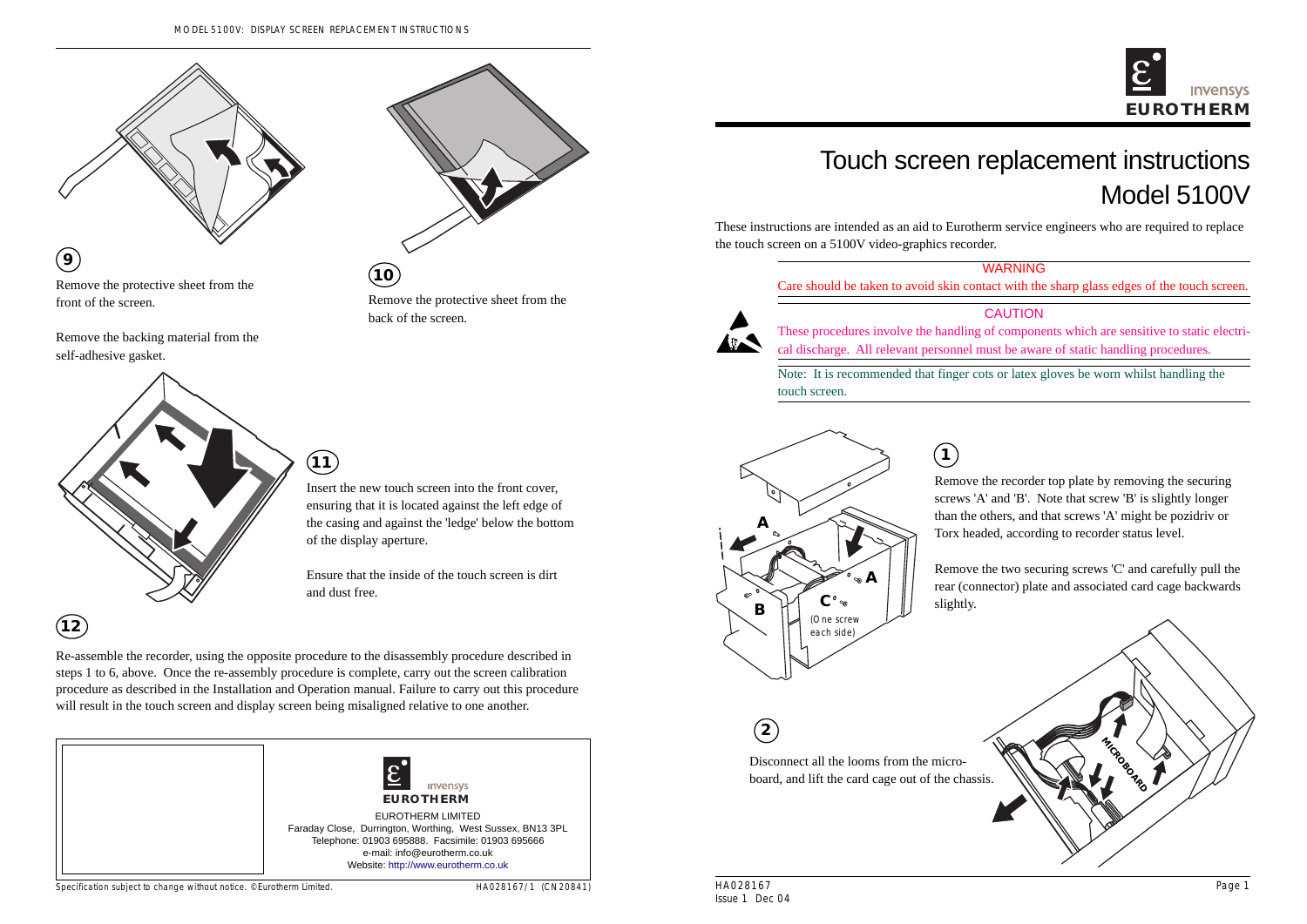# Touch screen replacement instructions
## Model 5100V

These instructions are intended as an aid to Eurotherm service engineers who are required to replace the touch screen on a 5100V video-graphics recorder.

**WARNING**

Care should be taken to avoid skin contact with the sharp glass edges of the touch screen.

**CAUTION**

These procedures involve the handling of components which are sensitive to static electrical discharge. All relevant personnel must be aware of static handling procedures.

Note: It is recommended that finger cots or latex gloves be worn whilst handling the touch screen.

**1**

Remove the recorder top plate by removing the securing screws 'A' and 'B'. Note that screw 'B' is slightly longer than the others, and that screws 'A' might be pozidriv or Torx headed, according to recorder status level.

Remove the two securing screws 'C' and carefully pull the rear (connector) plate and associated card cage backwards slightly.

(One screw each side)

**2**

Disconnect all the looms from the microboard, and lift the card cage out of the chassis.

**9**

Remove the protective sheet from the front of the screen.

Remove the backing material from the self-adhesive gasket.

**10**

Remove the protective sheet from the back of the screen.

**11**

Insert the new touch screen into the front cover, ensuring that it is located against the left edge of the casing and against the 'ledge' below the bottom of the display aperture.

Ensure that the inside of the touch screen is dirt and dust free.

**12**

Re-assemble the recorder, using the opposite procedure to the disassembly procedure described in steps 1 to 6, above. Once the re-assembly procedure is complete, carry out the screen calibration procedure as described in the Installation and Operation manual. Failure to carry out this procedure will result in the touch screen and display screen being misaligned relative to one another.

EUROTHERM LIMITED
Faraday Close, Durrington, Worthing, West Sussex, BN13 3PL
Telephone: 01903 695888. Facsimile: 01903 695666
e-mail: info@eurotherm.co.uk
Website: http://www.eurotherm.co.uk

Specification subject to change without notice. ©Eurotherm Limited. HA028167/1 (CN20841)

HA028167
Issue 1 Dec 04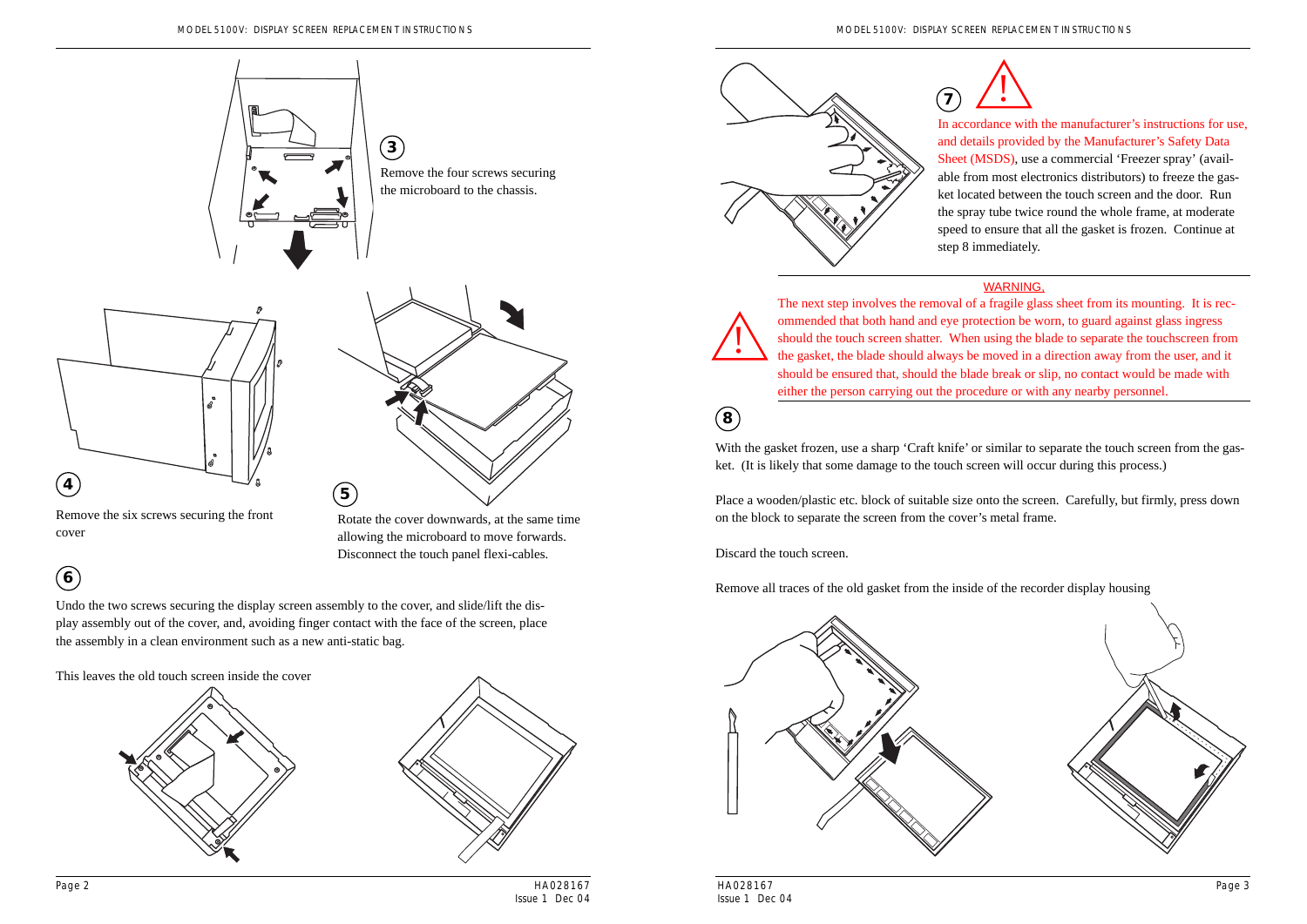**3**

Remove the four screws securing the microboard to the chassis.

**4**

Remove the six screws securing the front cover

**5**

Rotate the cover downwards, at the same time allowing the microboard to move forwards. Disconnect the touch panel flexi-cables.

**6**

Undo the two screws securing the display screen assembly to the cover, and slide/lift the display assembly out of the cover, and, avoiding finger contact with the face of the screen, place the assembly in a clean environment such as a new anti-static bag.

This leaves the old touch screen inside the cover

**7**

In accordance with the manufacturer's instructions for use, and details provided by the Manufacturer's Safety Data Sheet (MSDS), use a commercial 'Freezer spray' (available from most electronics distributors) to freeze the gasket located between the touch screen and the door. Run the spray tube twice round the whole frame, at moderate speed to ensure that all the gasket is frozen. Continue at step 8 immediately.

**WARNING.**

The next step involves the removal of a fragile glass sheet from its mounting. It is recommended that both hand and eye protection be worn, to guard against glass ingress should the touch screen shatter. When using the blade to separate the touchscreen from the gasket, the blade should always be moved in a direction away from the user, and it should be ensured that, should the blade break or slip, no contact would be made with either the person carrying out the procedure or with any nearby personnel.

**8**

With the gasket frozen, use a sharp 'Craft knife' or similar to separate the touch screen from the gasket. (It is likely that some damage to the touch screen will occur during this process.)

Place a wooden/plastic etc. block of suitable size onto the screen. Carefully, but firmly, press down on the block to separate the screen from the cover's metal frame.

Discard the touch screen.

Remove all traces of the old gasket from the inside of the recorder display housing